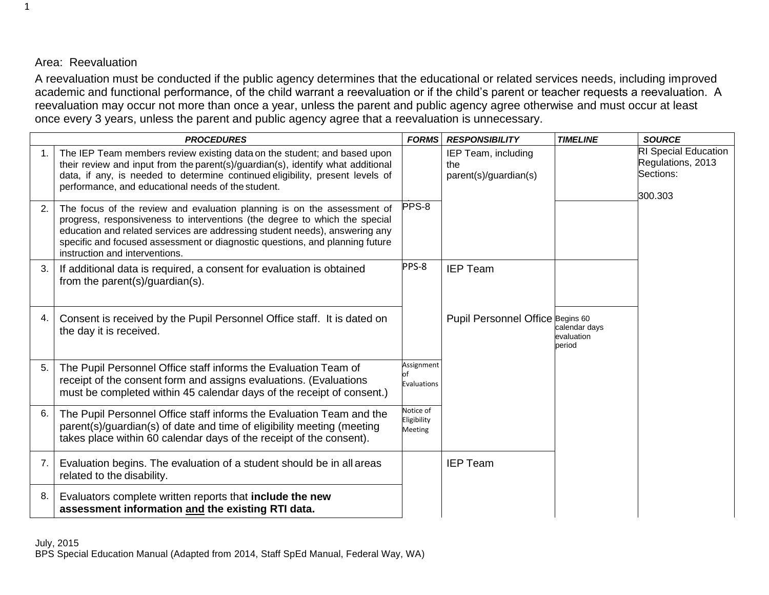Area: Reevaluation

A reevaluation must be conducted if the public agency determines that the educational or related services needs, including improved academic and functional performance, of the child warrant a reevaluation or if the child's parent or teacher requests a reevaluation. A reevaluation may occur not more than once a year, unless the parent and public agency agree otherwise and must occur at least once every 3 years, unless the parent and public agency agree that a reevaluation is unnecessary.

| | ***PROCEDURES*** | ***FORMS*** | ***RESPONSIBILITY*** | ***TIMELINE*** | ***SOURCE*** |
|---|---|---|---|---|---|
| 1. | The IEP Team members review existing data on the student; and based upon their review and input from the parent(s)/guardian(s), identify what additional data, if any, is needed to determine continued eligibility, present levels of performance, and educational needs of the student. | | IEP Team, including the parent(s)/guardian(s) | | RI Special Education Regulations, 2013 Sections:<br><br>300.303 |
| 2. | The focus of the review and evaluation planning is on the assessment of progress, responsiveness to interventions (the degree to which the special education and related services are addressing student needs), answering any specific and focused assessment or diagnostic questions, and planning future instruction and interventions. | PPS-8 | | | |
| 3. | If additional data is required, a consent for evaluation is obtained from the parent(s)/guardian(s). | PPS-8 | IEP Team | | |
| 4. | Consent is received by the Pupil Personnel Office staff. It is dated on the day it is received. | | Pupil Personnel Office | Begins 60 calendar days evaluation period | |
| 5. | The Pupil Personnel Office staff informs the Evaluation Team of receipt of the consent form and assigns evaluations. (Evaluations must be completed within 45 calendar days of the receipt of consent.) | Assignment of Evaluations | | | |
| 6. | The Pupil Personnel Office staff informs the Evaluation Team and the parent(s)/guardian(s) of date and time of eligibility meeting (meeting takes place within 60 calendar days of the receipt of the consent). | Notice of Eligibility Meeting | | | |
| 7. | Evaluation begins. The evaluation of a student should be in all areas related to the disability. | | IEP Team | | |
| 8. | Evaluators complete written reports that **include the new assessment information <u>and</u> the existing RTI data.** | | | | |

July, 2015
BPS Special Education Manual (Adapted from 2014, Staff SpEd Manual, Federal Way, WA)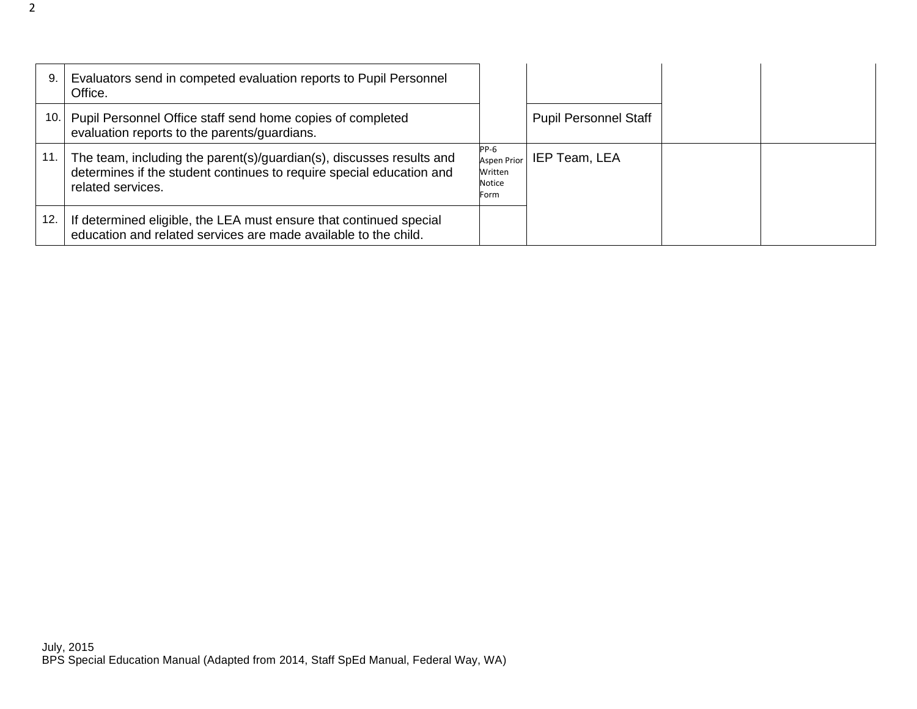| | | | | | |
|---|---|---|---|---|---|
| 9. | Evaluators send in competed evaluation reports to Pupil Personnel Office. | | | | |
| 10. | Pupil Personnel Office staff send home copies of completed evaluation reports to the parents/guardians. | | Pupil Personnel Staff | | |
| 11. | The team, including the parent(s)/guardian(s), discusses results and determines if the student continues to require special education and related services. | PP-6 Aspen Prior Written Notice Form | IEP Team, LEA | | |
| 12. | If determined eligible, the LEA must ensure that continued special education and related services are made available to the child. | | | | |

July, 2015
BPS Special Education Manual (Adapted from 2014, Staff SpEd Manual, Federal Way, WA)